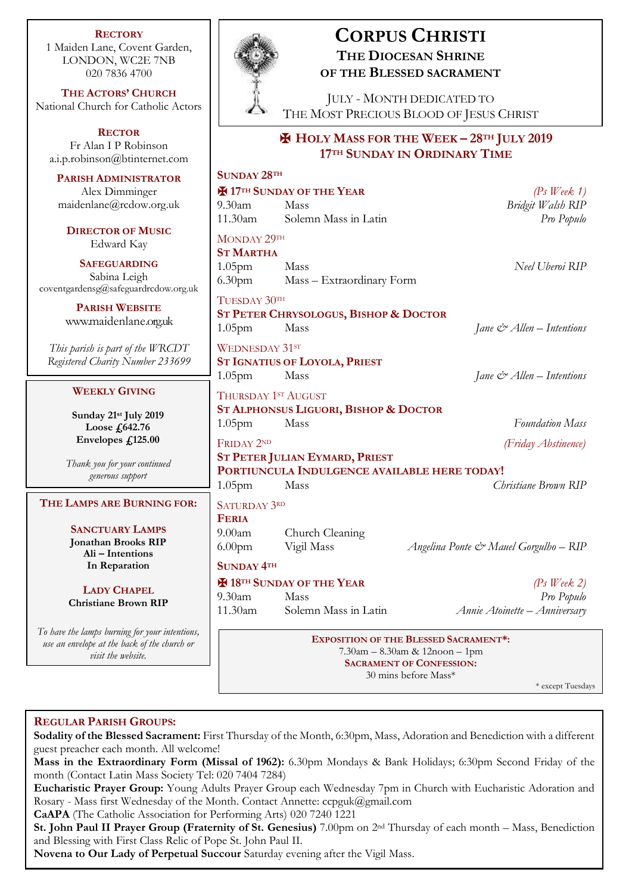# Corpus Christi

## The Diocesan Shrine of the Blessed Sacrament

July - Month dedicated to The Most Precious Blood of Jesus Christ

**Rectory**
1 Maiden Lane, Covent Garden,
LONDON, WC2E 7NB
020 7836 4700

**The Actors' Church**
National Church for Catholic Actors

**Rector**
Fr Alan I P Robinson
a.i.p.robinson@btinternet.com

**Parish Administrator**
Alex Dimminger
maidenlane@rcdow.org.uk

**Director of Music**
Edward Kay

**Safeguarding**
Sabina Leigh
coventgardensg@safeguardrcdow.org.uk

**Parish Website**
www.maidenlane.org.uk

*This parish is part of the WRCDT Registered Charity Number 233699*

### Weekly Giving

**Sunday 21st July 2019**
**Loose £642.76**
**Envelopes £125.00**

*Thank you for your continued generous support*

### The Lamps are Burning for:

**Sanctuary Lamps**
**Jonathan Brooks RIP**
**Ali – Intentions**
**In Reparation**

**Lady Chapel**
**Christiane Brown RIP**

*To have the lamps burning for your intentions, use an envelope at the back of the church or visit the website.*

## ✠ Holy Mass for the Week – 28th July 2019
## 17th Sunday in Ordinary Time

**Sunday 28th**

**✠ 17th Sunday of the Year** — *(Ps Week 1)*

| | | |
|---|---|---|
| 9.30am | Mass | *Bridgit Walsh RIP* |
| 11.30am | Solemn Mass in Latin | *Pro Populo* |

Monday 29th
**St Martha**

| | | |
|---|---|---|
| 1.05pm | Mass | *Neel Uberoi RIP* |
| 6.30pm | Mass – Extraordinary Form | |

Tuesday 30th
**St Peter Chrysologus, Bishop & Doctor**

| | | |
|---|---|---|
| 1.05pm | Mass | *Jane & Allen – Intentions* |

Wednesday 31st
**St Ignatius of Loyola, Priest**

| | | |
|---|---|---|
| 1.05pm | Mass | *Jane & Allen – Intentions* |

Thursday 1st August
**St Alphonsus Liguori, Bishop & Doctor**

| | | |
|---|---|---|
| 1.05pm | Mass | *Foundation Mass* |

Friday 2nd — *(Friday Abstinence)*
**St Peter Julian Eymard, Priest**
**Portiuncula Indulgence available here today!**

| | | |
|---|---|---|
| 1.05pm | Mass | *Christiane Brown RIP* |

Saturday 3rd
**Feria**

| | | |
|---|---|---|
| 9.00am | Church Cleaning | |
| 6.00pm | Vigil Mass | *Angelina Ponte & Mauel Gorgulho – RIP* |

**Sunday 4th**

**✠ 18th Sunday of the Year** — *(Ps Week 2)*

| | | |
|---|---|---|
| 9.30am | Mass | *Pro Populo* |
| 11.30am | Solemn Mass in Latin | *Annie Atoinette – Anniversary* |

**Exposition of the Blessed Sacrament*:**
7.30am – 8.30am & 12noon – 1pm
**Sacrament of Confession:**
30 mins before Mass*

\* except Tuesdays

### Regular Parish Groups:

**Sodality of the Blessed Sacrament:** First Thursday of the Month, 6:30pm, Mass, Adoration and Benediction with a different guest preacher each month. All welcome!

**Mass in the Extraordinary Form (Missal of 1962):** 6.30pm Mondays & Bank Holidays; 6:30pm Second Friday of the month (Contact Latin Mass Society Tel: 020 7404 7284)

**Eucharistic Prayer Group:** Young Adults Prayer Group each Wednesday 7pm in Church with Eucharistic Adoration and Rosary - Mass first Wednesday of the Month. Contact Annette: ccpguk@gmail.com

**CaAPA** (The Catholic Association for Performing Arts) 020 7240 1221

**St. John Paul II Prayer Group (Fraternity of St. Genesius)** 7.00pm on 2nd Thursday of each month – Mass, Benediction and Blessing with First Class Relic of Pope St. John Paul II.

**Novena to Our Lady of Perpetual Succour** Saturday evening after the Vigil Mass.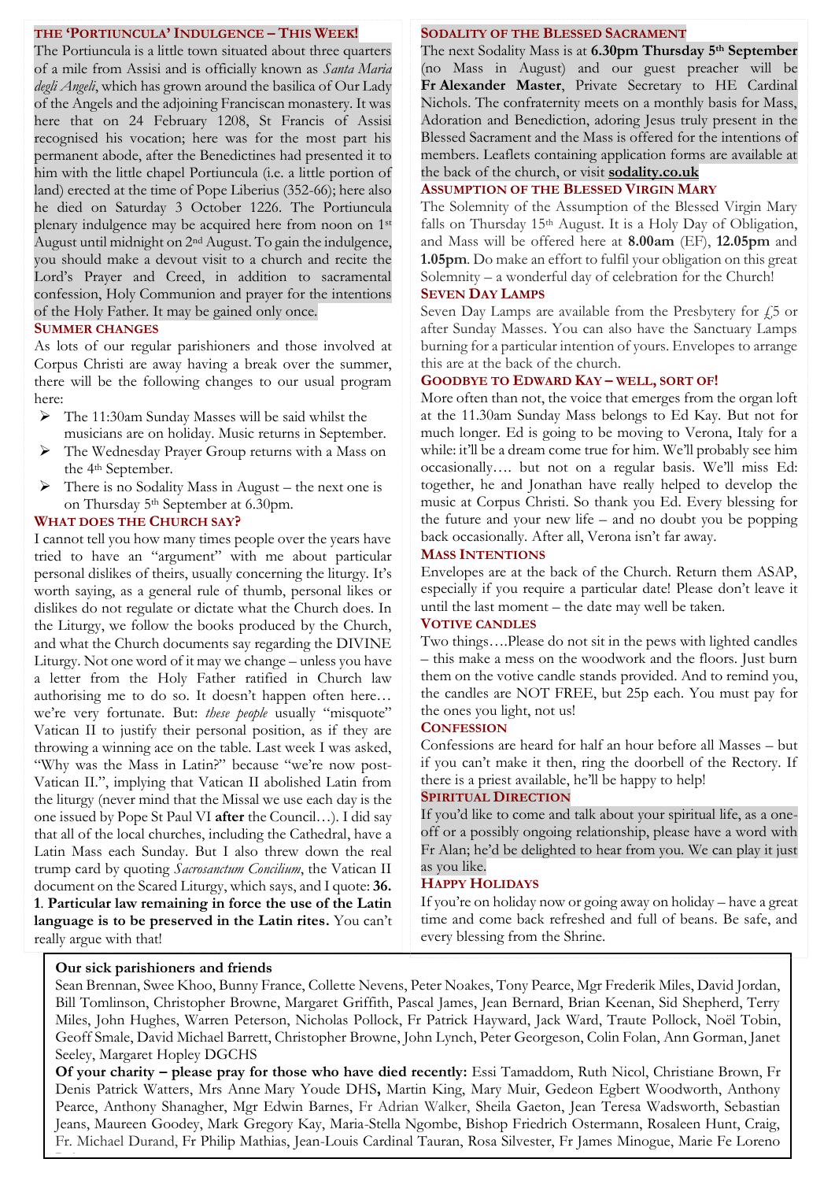## THE 'PORTIUNCULA' INDULGENCE – THIS WEEK!

The Portiuncula is a little town situated about three quarters of a mile from Assisi and is officially known as *Santa Maria degli Angeli*, which has grown around the basilica of Our Lady of the Angels and the adjoining Franciscan monastery. It was here that on 24 February 1208, St Francis of Assisi recognised his vocation; here was for the most part his permanent abode, after the Benedictines had presented it to him with the little chapel Portiuncula (i.e. a little portion of land) erected at the time of Pope Liberius (352-66); here also he died on Saturday 3 October 1226. The Portiuncula plenary indulgence may be acquired here from noon on 1st August until midnight on 2nd August. To gain the indulgence, you should make a devout visit to a church and recite the Lord's Prayer and Creed, in addition to sacramental confession, Holy Communion and prayer for the intentions of the Holy Father. It may be gained only once.

## SUMMER CHANGES

As lots of our regular parishioners and those involved at Corpus Christi are away having a break over the summer, there will be the following changes to our usual program here:

- The 11:30am Sunday Masses will be said whilst the musicians are on holiday. Music returns in September.
- The Wednesday Prayer Group returns with a Mass on the 4th September.
- There is no Sodality Mass in August – the next one is on Thursday 5th September at 6.30pm.

## WHAT DOES THE CHURCH SAY?

I cannot tell you how many times people over the years have tried to have an "argument" with me about particular personal dislikes of theirs, usually concerning the liturgy. It's worth saying, as a general rule of thumb, personal likes or dislikes do not regulate or dictate what the Church does. In the Liturgy, we follow the books produced by the Church, and what the Church documents say regarding the DIVINE Liturgy. Not one word of it may we change – unless you have a letter from the Holy Father ratified in Church law authorising me to do so. It doesn't happen often here… we're very fortunate. But: *these people* usually "misquote" Vatican II to justify their personal position, as if they are throwing a winning ace on the table. Last week I was asked, "Why was the Mass in Latin?" because "we're now post-Vatican II.", implying that Vatican II abolished Latin from the liturgy (never mind that the Missal we use each day is the one issued by Pope St Paul VI **after** the Council…). I did say that all of the local churches, including the Cathedral, have a Latin Mass each Sunday. But I also threw down the real trump card by quoting *Sacrosanctum Concilium*, the Vatican II document on the Scared Liturgy, which says, and I quote: **36. 1**. **Particular law remaining in force the use of the Latin language is to be preserved in the Latin rites.** You can't really argue with that!

## SODALITY OF THE BLESSED SACRAMENT

The next Sodality Mass is at **6.30pm Thursday 5th September** (no Mass in August) and our guest preacher will be **Fr Alexander Master**, Private Secretary to HE Cardinal Nichols. The confraternity meets on a monthly basis for Mass, Adoration and Benediction, adoring Jesus truly present in the Blessed Sacrament and the Mass is offered for the intentions of members. Leaflets containing application forms are available at the back of the church, or visit **sodality.co.uk**

## ASSUMPTION OF THE BLESSED VIRGIN MARY

The Solemnity of the Assumption of the Blessed Virgin Mary falls on Thursday 15th August. It is a Holy Day of Obligation, and Mass will be offered here at **8.00am** (EF), **12.05pm** and **1.05pm**. Do make an effort to fulfil your obligation on this great Solemnity – a wonderful day of celebration for the Church!

## SEVEN DAY LAMPS

Seven Day Lamps are available from the Presbytery for £5 or after Sunday Masses. You can also have the Sanctuary Lamps burning for a particular intention of yours. Envelopes to arrange this are at the back of the church.

## GOODBYE TO EDWARD KAY – WELL, SORT OF!

More often than not, the voice that emerges from the organ loft at the 11.30am Sunday Mass belongs to Ed Kay. But not for much longer. Ed is going to be moving to Verona, Italy for a while: it'll be a dream come true for him. We'll probably see him occasionally…. but not on a regular basis. We'll miss Ed: together, he and Jonathan have really helped to develop the music at Corpus Christi. So thank you Ed. Every blessing for the future and your new life – and no doubt you be popping back occasionally. After all, Verona isn't far away.

## MASS INTENTIONS

Envelopes are at the back of the Church. Return them ASAP, especially if you require a particular date! Please don't leave it until the last moment – the date may well be taken.

## VOTIVE CANDLES

Two things….Please do not sit in the pews with lighted candles – this make a mess on the woodwork and the floors. Just burn them on the votive candle stands provided. And to remind you, the candles are NOT FREE, but 25p each. You must pay for the ones you light, not us!

## CONFESSION

Confessions are heard for half an hour before all Masses – but if you can't make it then, ring the doorbell of the Rectory. If there is a priest available, he'll be happy to help!

## SPIRITUAL DIRECTION

If you'd like to come and talk about your spiritual life, as a one-off or a possibly ongoing relationship, please have a word with Fr Alan; he'd be delighted to hear from you. We can play it just as you like.

## HAPPY HOLIDAYS

If you're on holiday now or going away on holiday – have a great time and come back refreshed and full of beans. Be safe, and every blessing from the Shrine.

**Our sick parishioners and friends**

Sean Brennan, Swee Khoo, Bunny France, Collette Nevens, Peter Noakes, Tony Pearce, Mgr Frederik Miles, David Jordan, Bill Tomlinson, Christopher Browne, Margaret Griffith, Pascal James, Jean Bernard, Brian Keenan, Sid Shepherd, Terry Miles, John Hughes, Warren Peterson, Nicholas Pollock, Fr Patrick Hayward, Jack Ward, Traute Pollock, Noël Tobin, Geoff Smale, David Michael Barrett, Christopher Browne, John Lynch, Peter Georgeson, Colin Folan, Ann Gorman, Janet Seeley, Margaret Hopley DGCHS

**Of your charity – please pray for those who have died recently:** Essi Tamaddom, Ruth Nicol, Christiane Brown, Fr Denis Patrick Watters, Mrs Anne Mary Youde DHS**,** Martin King, Mary Muir, Gedeon Egbert Woodworth, Anthony Pearce, Anthony Shanagher, Mgr Edwin Barnes, Fr Adrian Walker, Sheila Gaeton, Jean Teresa Wadsworth, Sebastian Jeans, Maureen Goodey, Mark Gregory Kay, Maria-Stella Ngombe, Bishop Friedrich Ostermann, Rosaleen Hunt, Craig, Fr. Michael Durand, Fr Philip Mathias, Jean-Louis Cardinal Tauran, Rosa Silvester, Fr James Minogue, Marie Fe Loreno